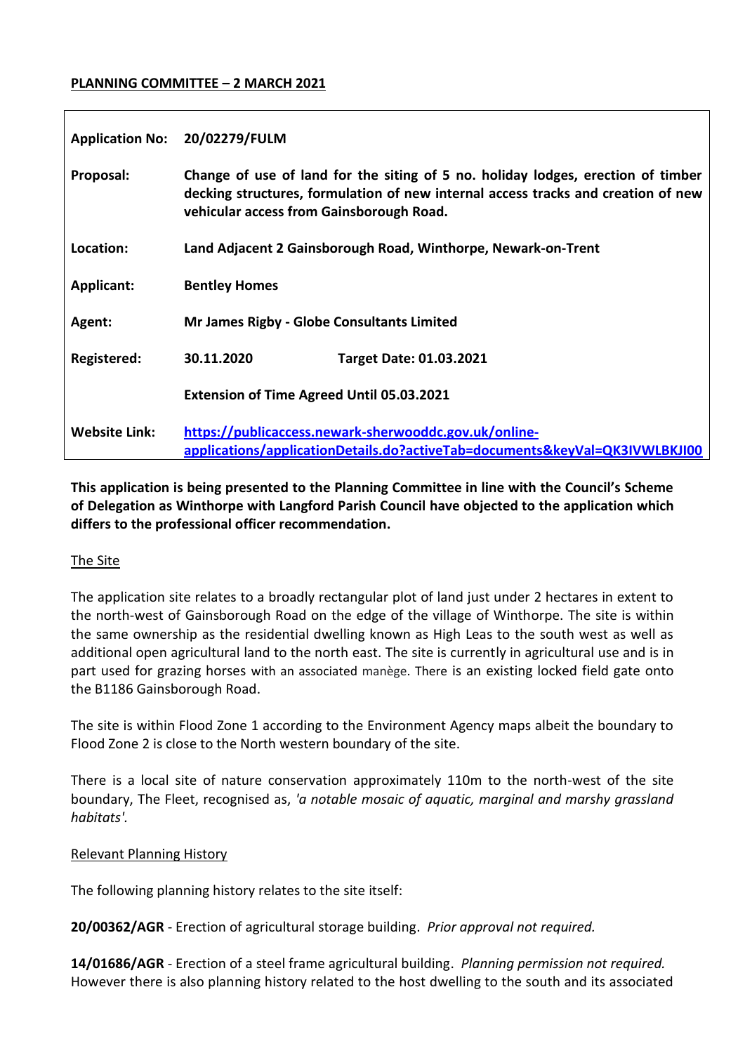**PLANNING COMMITTEE – 2 MARCH 2021**

| | | |
|---|---|---|
| **Application No:** | **20/02279/FULM** | |
| **Proposal:** | **Change of use of land for the siting of 5 no. holiday lodges, erection of timber decking structures, formulation of new internal access tracks and creation of new vehicular access from Gainsborough Road.** | |
| **Location:** | **Land Adjacent 2 Gainsborough Road, Winthorpe, Newark-on-Trent** | |
| **Applicant:** | **Bentley Homes** | |
| **Agent:** | **Mr James Rigby - Globe Consultants Limited** | |
| **Registered:** | **30.11.2020** | **Target Date: 01.03.2021** |
| | **Extension of Time Agreed Until 05.03.2021** | |
| **Website Link:** | **https://publicaccess.newark-sherwooddc.gov.uk/online-applications/applicationDetails.do?activeTab=documents&keyVal=QK3IVWLBKJI00** | |

**This application is being presented to the Planning Committee in line with the Council's Scheme of Delegation as Winthorpe with Langford Parish Council have objected to the application which differs to the professional officer recommendation.**

## The Site

The application site relates to a broadly rectangular plot of land just under 2 hectares in extent to the north-west of Gainsborough Road on the edge of the village of Winthorpe. The site is within the same ownership as the residential dwelling known as High Leas to the south west as well as additional open agricultural land to the north east. The site is currently in agricultural use and is in part used for grazing horses with an associated manège. There is an existing locked field gate onto the B1186 Gainsborough Road.

The site is within Flood Zone 1 according to the Environment Agency maps albeit the boundary to Flood Zone 2 is close to the North western boundary of the site.

There is a local site of nature conservation approximately 110m to the north-west of the site boundary, The Fleet, recognised as, *'a notable mosaic of aquatic, marginal and marshy grassland habitats'.*

## Relevant Planning History

The following planning history relates to the site itself:

**20/00362/AGR** - Erection of agricultural storage building. *Prior approval not required.*

**14/01686/AGR** - Erection of a steel frame agricultural building. *Planning permission not required.*
However there is also planning history related to the host dwelling to the south and its associated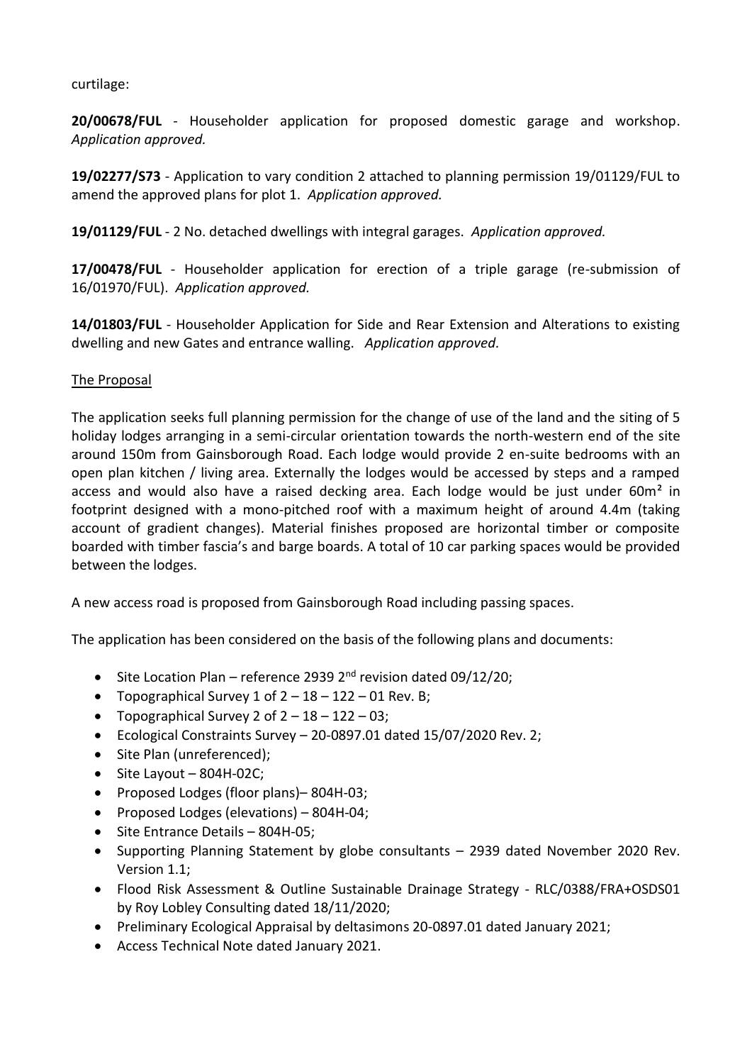curtilage:

**20/00678/FUL** - Householder application for proposed domestic garage and workshop. *Application approved.*

**19/02277/S73** - Application to vary condition 2 attached to planning permission 19/01129/FUL to amend the approved plans for plot 1. *Application approved.*

**19/01129/FUL** - 2 No. detached dwellings with integral garages. *Application approved.*

**17/00478/FUL** - Householder application for erection of a triple garage (re-submission of 16/01970/FUL). *Application approved.*

**14/01803/FUL** - Householder Application for Side and Rear Extension and Alterations to existing dwelling and new Gates and entrance walling. *Application approved.*

## The Proposal

The application seeks full planning permission for the change of use of the land and the siting of 5 holiday lodges arranging in a semi-circular orientation towards the north-western end of the site around 150m from Gainsborough Road. Each lodge would provide 2 en-suite bedrooms with an open plan kitchen / living area. Externally the lodges would be accessed by steps and a ramped access and would also have a raised decking area. Each lodge would be just under 60m² in footprint designed with a mono-pitched roof with a maximum height of around 4.4m (taking account of gradient changes). Material finishes proposed are horizontal timber or composite boarded with timber fascia's and barge boards. A total of 10 car parking spaces would be provided between the lodges.

A new access road is proposed from Gainsborough Road including passing spaces.

The application has been considered on the basis of the following plans and documents:

- Site Location Plan – reference 2939 2nd revision dated 09/12/20;
- Topographical Survey 1 of 2 – 18 – 122 – 01 Rev. B;
- Topographical Survey 2 of 2 – 18 – 122 – 03;
- Ecological Constraints Survey – 20-0897.01 dated 15/07/2020 Rev. 2;
- Site Plan (unreferenced);
- Site Layout – 804H-02C;
- Proposed Lodges (floor plans)– 804H-03;
- Proposed Lodges (elevations) – 804H-04;
- Site Entrance Details – 804H-05;
- Supporting Planning Statement by globe consultants – 2939 dated November 2020 Rev. Version 1.1;
- Flood Risk Assessment & Outline Sustainable Drainage Strategy - RLC/0388/FRA+OSDS01 by Roy Lobley Consulting dated 18/11/2020;
- Preliminary Ecological Appraisal by deltasimons 20-0897.01 dated January 2021;
- Access Technical Note dated January 2021.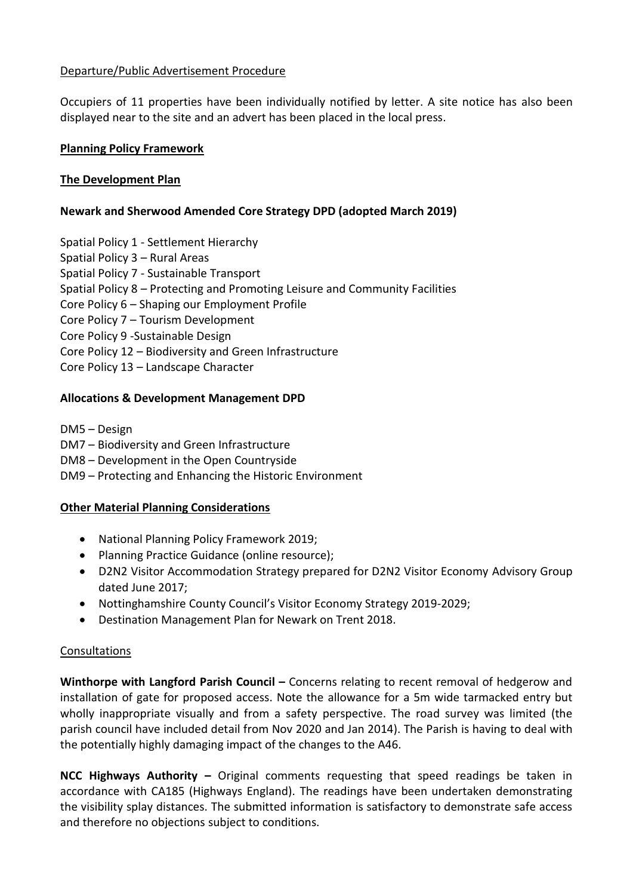Departure/Public Advertisement Procedure

Occupiers of 11 properties have been individually notified by letter. A site notice has also been displayed near to the site and an advert has been placed in the local press.

## Planning Policy Framework

### The Development Plan

**Newark and Sherwood Amended Core Strategy DPD (adopted March 2019)**

Spatial Policy 1 - Settlement Hierarchy
Spatial Policy 3 – Rural Areas
Spatial Policy 7 - Sustainable Transport
Spatial Policy 8 – Protecting and Promoting Leisure and Community Facilities
Core Policy 6 – Shaping our Employment Profile
Core Policy 7 – Tourism Development
Core Policy 9 -Sustainable Design
Core Policy 12 – Biodiversity and Green Infrastructure
Core Policy 13 – Landscape Character

**Allocations & Development Management DPD**

DM5 – Design
DM7 – Biodiversity and Green Infrastructure
DM8 – Development in the Open Countryside
DM9 – Protecting and Enhancing the Historic Environment

### Other Material Planning Considerations

- National Planning Policy Framework 2019;
- Planning Practice Guidance (online resource);
- D2N2 Visitor Accommodation Strategy prepared for D2N2 Visitor Economy Advisory Group dated June 2017;
- Nottinghamshire County Council's Visitor Economy Strategy 2019-2029;
- Destination Management Plan for Newark on Trent 2018.

Consultations

**Winthorpe with Langford Parish Council –** Concerns relating to recent removal of hedgerow and installation of gate for proposed access. Note the allowance for a 5m wide tarmacked entry but wholly inappropriate visually and from a safety perspective. The road survey was limited (the parish council have included detail from Nov 2020 and Jan 2014). The Parish is having to deal with the potentially highly damaging impact of the changes to the A46.

**NCC Highways Authority –** Original comments requesting that speed readings be taken in accordance with CA185 (Highways England). The readings have been undertaken demonstrating the visibility splay distances. The submitted information is satisfactory to demonstrate safe access and therefore no objections subject to conditions.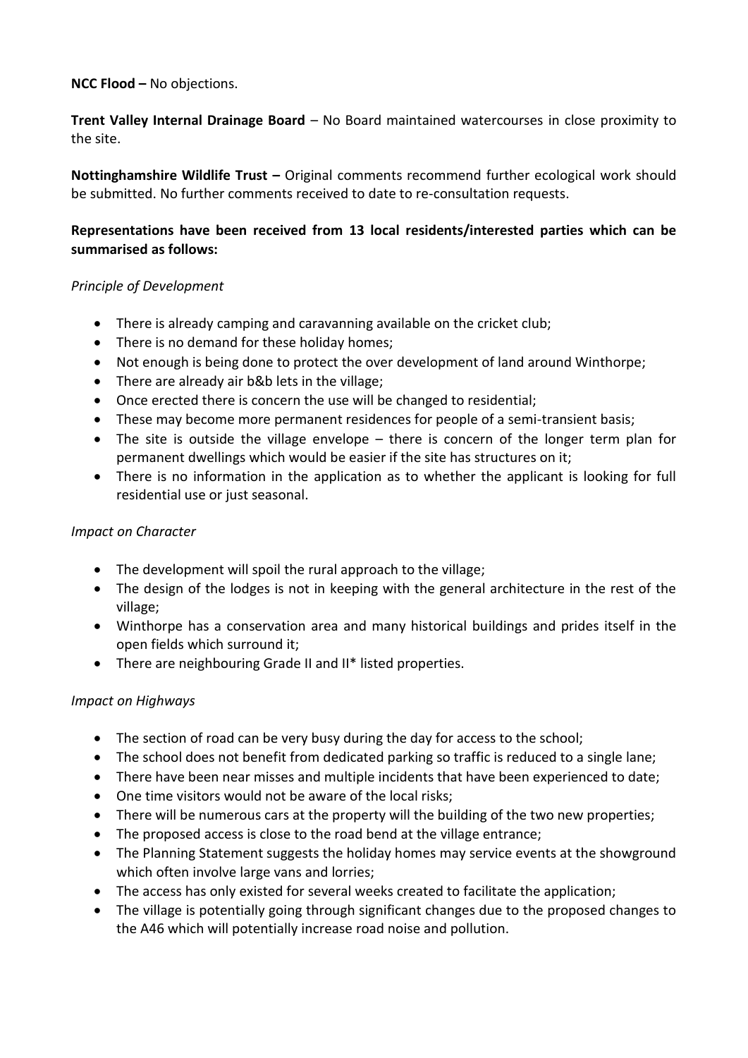**NCC Flood –** No objections.

**Trent Valley Internal Drainage Board** – No Board maintained watercourses in close proximity to the site.

**Nottinghamshire Wildlife Trust –** Original comments recommend further ecological work should be submitted. No further comments received to date to re-consultation requests.

**Representations have been received from 13 local residents/interested parties which can be summarised as follows:**

*Principle of Development*

- There is already camping and caravanning available on the cricket club;
- There is no demand for these holiday homes;
- Not enough is being done to protect the over development of land around Winthorpe;
- There are already air b&b lets in the village;
- Once erected there is concern the use will be changed to residential;
- These may become more permanent residences for people of a semi-transient basis;
- The site is outside the village envelope – there is concern of the longer term plan for permanent dwellings which would be easier if the site has structures on it;
- There is no information in the application as to whether the applicant is looking for full residential use or just seasonal.

*Impact on Character*

- The development will spoil the rural approach to the village;
- The design of the lodges is not in keeping with the general architecture in the rest of the village;
- Winthorpe has a conservation area and many historical buildings and prides itself in the open fields which surround it;
- There are neighbouring Grade II and II* listed properties.

*Impact on Highways*

- The section of road can be very busy during the day for access to the school;
- The school does not benefit from dedicated parking so traffic is reduced to a single lane;
- There have been near misses and multiple incidents that have been experienced to date;
- One time visitors would not be aware of the local risks;
- There will be numerous cars at the property will the building of the two new properties;
- The proposed access is close to the road bend at the village entrance;
- The Planning Statement suggests the holiday homes may service events at the showground which often involve large vans and lorries;
- The access has only existed for several weeks created to facilitate the application;
- The village is potentially going through significant changes due to the proposed changes to the A46 which will potentially increase road noise and pollution.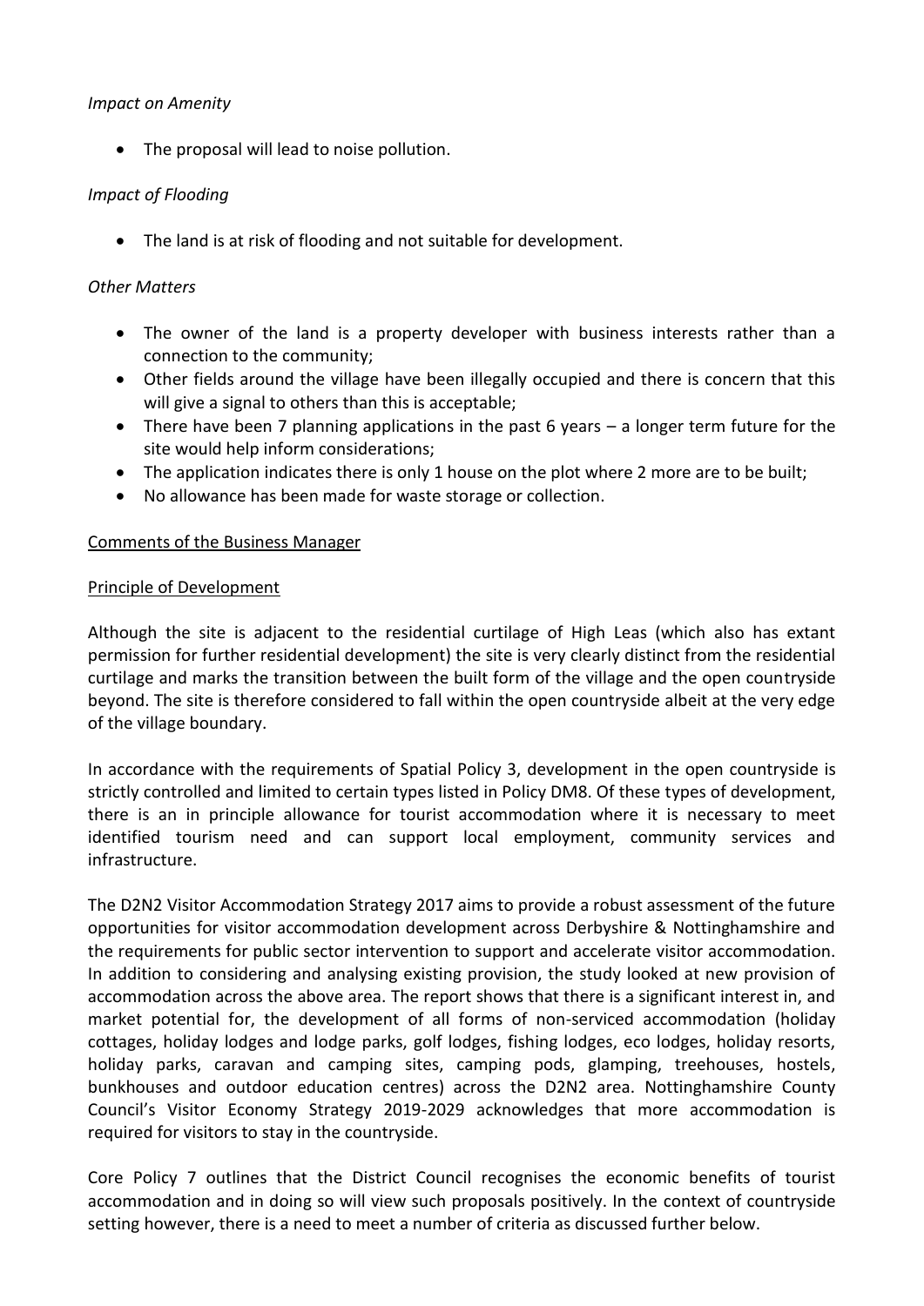*Impact on Amenity*

- The proposal will lead to noise pollution.

*Impact of Flooding*

- The land is at risk of flooding and not suitable for development.

*Other Matters*

- The owner of the land is a property developer with business interests rather than a connection to the community;
- Other fields around the village have been illegally occupied and there is concern that this will give a signal to others than this is acceptable;
- There have been 7 planning applications in the past 6 years – a longer term future for the site would help inform considerations;
- The application indicates there is only 1 house on the plot where 2 more are to be built;
- No allowance has been made for waste storage or collection.

## Comments of the Business Manager

### Principle of Development

Although the site is adjacent to the residential curtilage of High Leas (which also has extant permission for further residential development) the site is very clearly distinct from the residential curtilage and marks the transition between the built form of the village and the open countryside beyond. The site is therefore considered to fall within the open countryside albeit at the very edge of the village boundary.

In accordance with the requirements of Spatial Policy 3, development in the open countryside is strictly controlled and limited to certain types listed in Policy DM8. Of these types of development, there is an in principle allowance for tourist accommodation where it is necessary to meet identified tourism need and can support local employment, community services and infrastructure.

The D2N2 Visitor Accommodation Strategy 2017 aims to provide a robust assessment of the future opportunities for visitor accommodation development across Derbyshire & Nottinghamshire and the requirements for public sector intervention to support and accelerate visitor accommodation. In addition to considering and analysing existing provision, the study looked at new provision of accommodation across the above area. The report shows that there is a significant interest in, and market potential for, the development of all forms of non-serviced accommodation (holiday cottages, holiday lodges and lodge parks, golf lodges, fishing lodges, eco lodges, holiday resorts, holiday parks, caravan and camping sites, camping pods, glamping, treehouses, hostels, bunkhouses and outdoor education centres) across the D2N2 area. Nottinghamshire County Council's Visitor Economy Strategy 2019-2029 acknowledges that more accommodation is required for visitors to stay in the countryside.

Core Policy 7 outlines that the District Council recognises the economic benefits of tourist accommodation and in doing so will view such proposals positively. In the context of countryside setting however, there is a need to meet a number of criteria as discussed further below.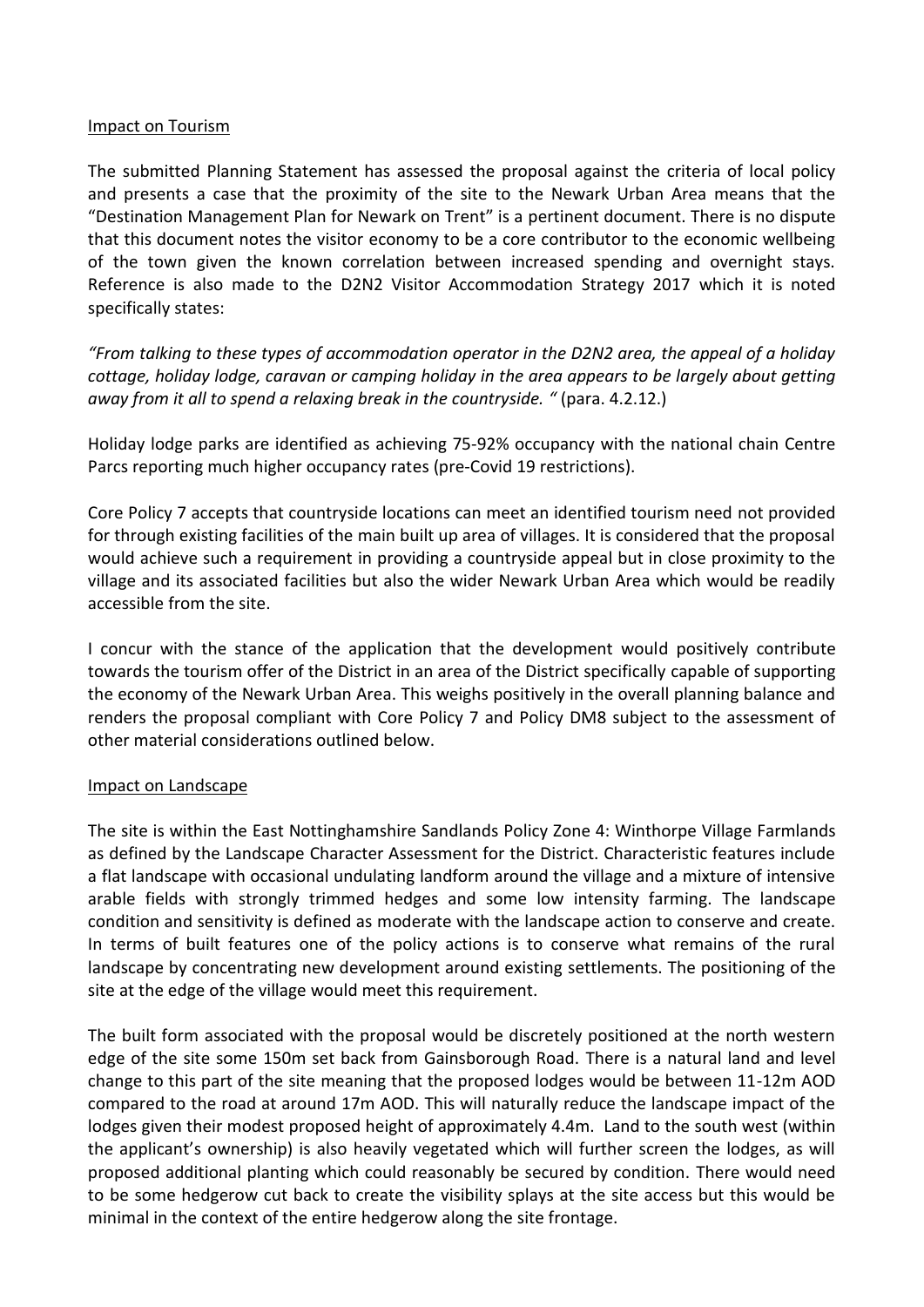Impact on Tourism

The submitted Planning Statement has assessed the proposal against the criteria of local policy and presents a case that the proximity of the site to the Newark Urban Area means that the "Destination Management Plan for Newark on Trent" is a pertinent document. There is no dispute that this document notes the visitor economy to be a core contributor to the economic wellbeing of the town given the known correlation between increased spending and overnight stays. Reference is also made to the D2N2 Visitor Accommodation Strategy 2017 which it is noted specifically states:

*"From talking to these types of accommodation operator in the D2N2 area, the appeal of a holiday cottage, holiday lodge, caravan or camping holiday in the area appears to be largely about getting away from it all to spend a relaxing break in the countryside. "* (para. 4.2.12.)

Holiday lodge parks are identified as achieving 75-92% occupancy with the national chain Centre Parcs reporting much higher occupancy rates (pre-Covid 19 restrictions).

Core Policy 7 accepts that countryside locations can meet an identified tourism need not provided for through existing facilities of the main built up area of villages. It is considered that the proposal would achieve such a requirement in providing a countryside appeal but in close proximity to the village and its associated facilities but also the wider Newark Urban Area which would be readily accessible from the site.

I concur with the stance of the application that the development would positively contribute towards the tourism offer of the District in an area of the District specifically capable of supporting the economy of the Newark Urban Area. This weighs positively in the overall planning balance and renders the proposal compliant with Core Policy 7 and Policy DM8 subject to the assessment of other material considerations outlined below.

Impact on Landscape

The site is within the East Nottinghamshire Sandlands Policy Zone 4: Winthorpe Village Farmlands as defined by the Landscape Character Assessment for the District. Characteristic features include a flat landscape with occasional undulating landform around the village and a mixture of intensive arable fields with strongly trimmed hedges and some low intensity farming. The landscape condition and sensitivity is defined as moderate with the landscape action to conserve and create. In terms of built features one of the policy actions is to conserve what remains of the rural landscape by concentrating new development around existing settlements. The positioning of the site at the edge of the village would meet this requirement.

The built form associated with the proposal would be discretely positioned at the north western edge of the site some 150m set back from Gainsborough Road. There is a natural land and level change to this part of the site meaning that the proposed lodges would be between 11-12m AOD compared to the road at around 17m AOD. This will naturally reduce the landscape impact of the lodges given their modest proposed height of approximately 4.4m. Land to the south west (within the applicant's ownership) is also heavily vegetated which will further screen the lodges, as will proposed additional planting which could reasonably be secured by condition. There would need to be some hedgerow cut back to create the visibility splays at the site access but this would be minimal in the context of the entire hedgerow along the site frontage.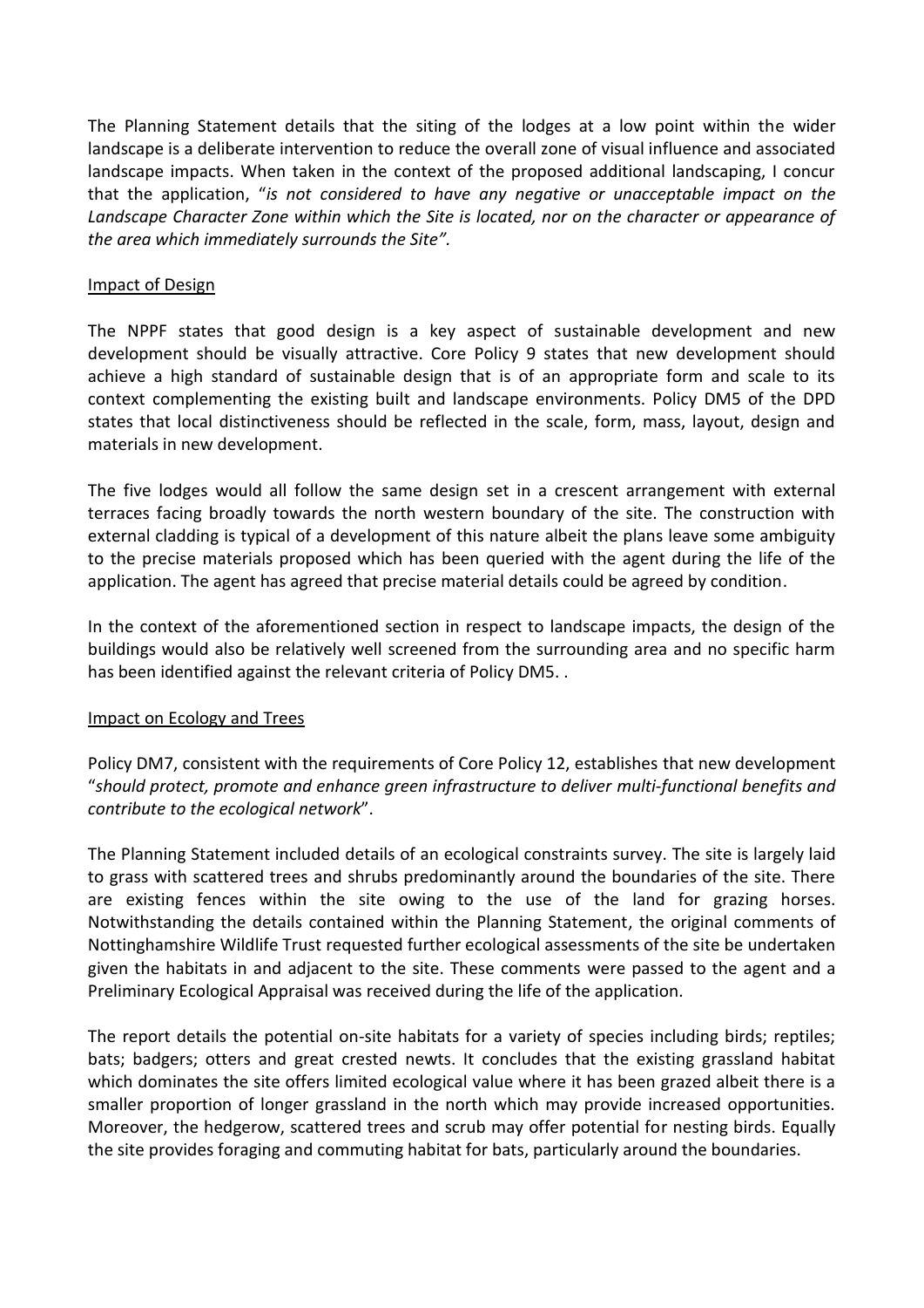The Planning Statement details that the siting of the lodges at a low point within the wider landscape is a deliberate intervention to reduce the overall zone of visual influence and associated landscape impacts. When taken in the context of the proposed additional landscaping, I concur that the application, "*is not considered to have any negative or unacceptable impact on the Landscape Character Zone within which the Site is located, nor on the character or appearance of the area which immediately surrounds the Site"*.

Impact of Design

The NPPF states that good design is a key aspect of sustainable development and new development should be visually attractive. Core Policy 9 states that new development should achieve a high standard of sustainable design that is of an appropriate form and scale to its context complementing the existing built and landscape environments. Policy DM5 of the DPD states that local distinctiveness should be reflected in the scale, form, mass, layout, design and materials in new development.

The five lodges would all follow the same design set in a crescent arrangement with external terraces facing broadly towards the north western boundary of the site. The construction with external cladding is typical of a development of this nature albeit the plans leave some ambiguity to the precise materials proposed which has been queried with the agent during the life of the application. The agent has agreed that precise material details could be agreed by condition.

In the context of the aforementioned section in respect to landscape impacts, the design of the buildings would also be relatively well screened from the surrounding area and no specific harm has been identified against the relevant criteria of Policy DM5. .

Impact on Ecology and Trees

Policy DM7, consistent with the requirements of Core Policy 12, establishes that new development "*should protect, promote and enhance green infrastructure to deliver multi-functional benefits and contribute to the ecological network*".

The Planning Statement included details of an ecological constraints survey. The site is largely laid to grass with scattered trees and shrubs predominantly around the boundaries of the site. There are existing fences within the site owing to the use of the land for grazing horses. Notwithstanding the details contained within the Planning Statement, the original comments of Nottinghamshire Wildlife Trust requested further ecological assessments of the site be undertaken given the habitats in and adjacent to the site. These comments were passed to the agent and a Preliminary Ecological Appraisal was received during the life of the application.

The report details the potential on-site habitats for a variety of species including birds; reptiles; bats; badgers; otters and great crested newts. It concludes that the existing grassland habitat which dominates the site offers limited ecological value where it has been grazed albeit there is a smaller proportion of longer grassland in the north which may provide increased opportunities. Moreover, the hedgerow, scattered trees and scrub may offer potential for nesting birds. Equally the site provides foraging and commuting habitat for bats, particularly around the boundaries.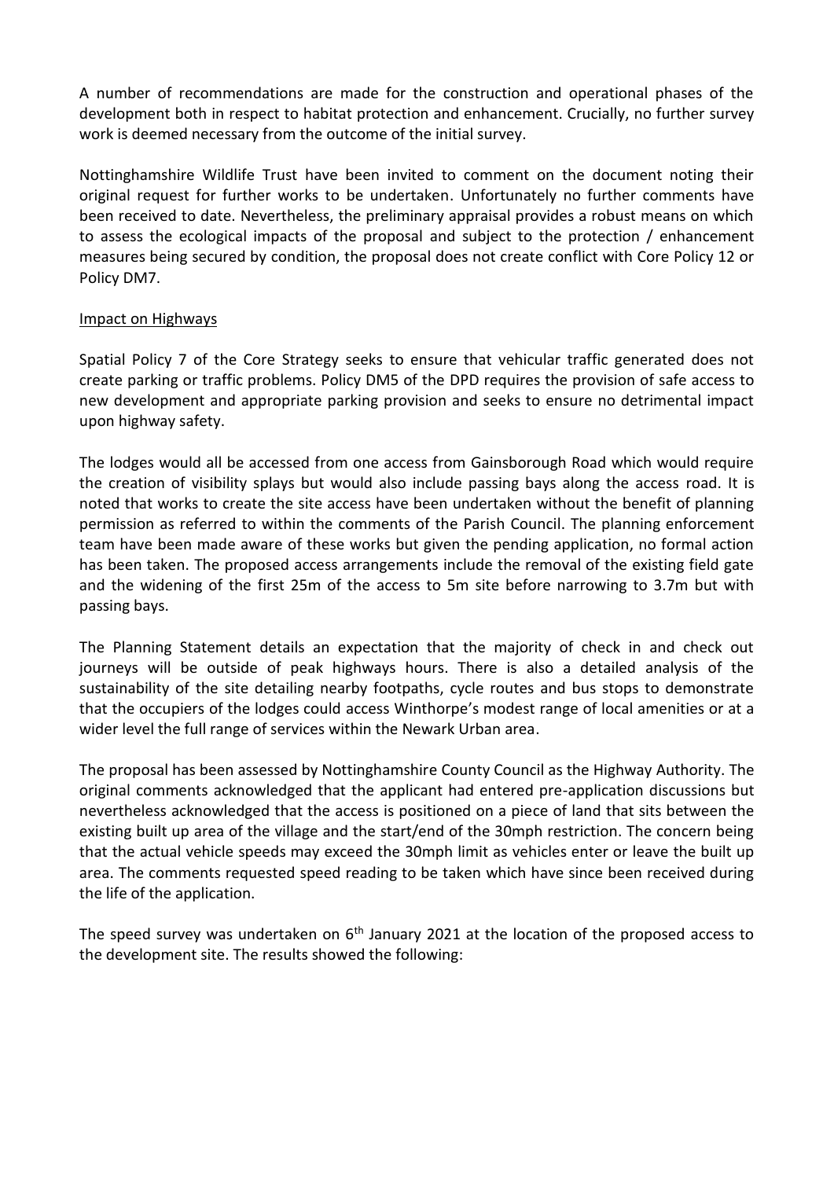A number of recommendations are made for the construction and operational phases of the development both in respect to habitat protection and enhancement. Crucially, no further survey work is deemed necessary from the outcome of the initial survey.

Nottinghamshire Wildlife Trust have been invited to comment on the document noting their original request for further works to be undertaken. Unfortunately no further comments have been received to date. Nevertheless, the preliminary appraisal provides a robust means on which to assess the ecological impacts of the proposal and subject to the protection / enhancement measures being secured by condition, the proposal does not create conflict with Core Policy 12 or Policy DM7.

Impact on Highways

Spatial Policy 7 of the Core Strategy seeks to ensure that vehicular traffic generated does not create parking or traffic problems. Policy DM5 of the DPD requires the provision of safe access to new development and appropriate parking provision and seeks to ensure no detrimental impact upon highway safety.

The lodges would all be accessed from one access from Gainsborough Road which would require the creation of visibility splays but would also include passing bays along the access road. It is noted that works to create the site access have been undertaken without the benefit of planning permission as referred to within the comments of the Parish Council. The planning enforcement team have been made aware of these works but given the pending application, no formal action has been taken. The proposed access arrangements include the removal of the existing field gate and the widening of the first 25m of the access to 5m site before narrowing to 3.7m but with passing bays.

The Planning Statement details an expectation that the majority of check in and check out journeys will be outside of peak highways hours. There is also a detailed analysis of the sustainability of the site detailing nearby footpaths, cycle routes and bus stops to demonstrate that the occupiers of the lodges could access Winthorpe's modest range of local amenities or at a wider level the full range of services within the Newark Urban area.

The proposal has been assessed by Nottinghamshire County Council as the Highway Authority. The original comments acknowledged that the applicant had entered pre-application discussions but nevertheless acknowledged that the access is positioned on a piece of land that sits between the existing built up area of the village and the start/end of the 30mph restriction. The concern being that the actual vehicle speeds may exceed the 30mph limit as vehicles enter or leave the built up area. The comments requested speed reading to be taken which have since been received during the life of the application.

The speed survey was undertaken on 6th January 2021 at the location of the proposed access to the development site. The results showed the following: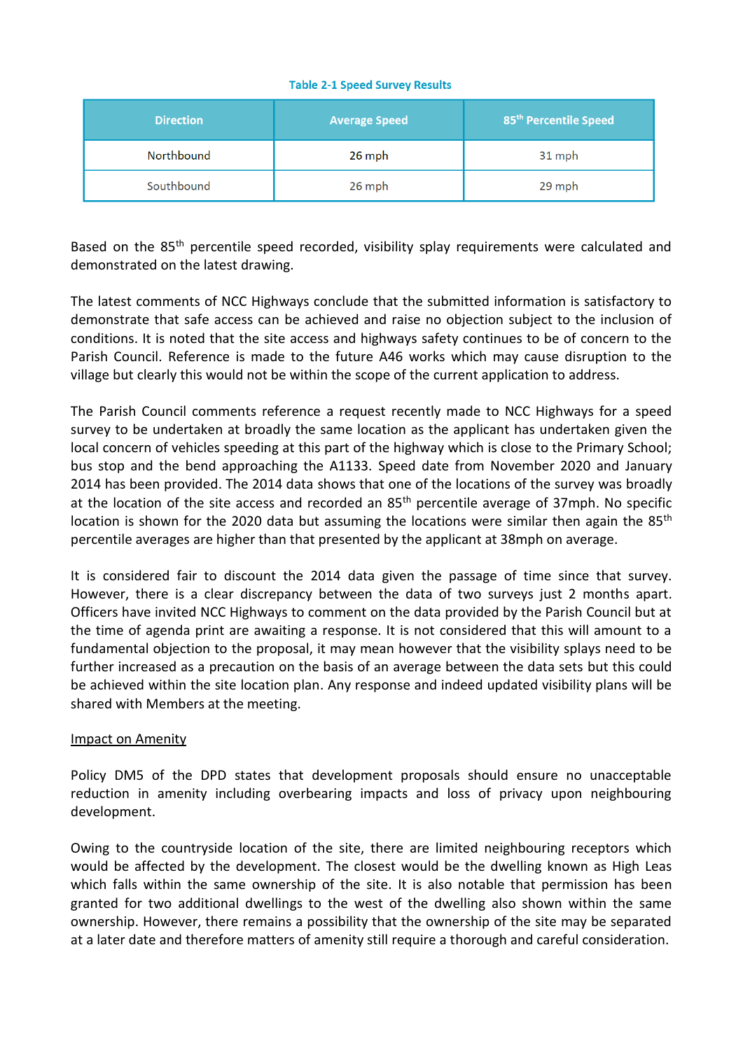Table 2-1 Speed Survey Results

| Direction | Average Speed | 85th Percentile Speed |
| --- | --- | --- |
| Northbound | 26 mph | 31 mph |
| Southbound | 26 mph | 29 mph |

Based on the 85th percentile speed recorded, visibility splay requirements were calculated and demonstrated on the latest drawing.

The latest comments of NCC Highways conclude that the submitted information is satisfactory to demonstrate that safe access can be achieved and raise no objection subject to the inclusion of conditions. It is noted that the site access and highways safety continues to be of concern to the Parish Council. Reference is made to the future A46 works which may cause disruption to the village but clearly this would not be within the scope of the current application to address.

The Parish Council comments reference a request recently made to NCC Highways for a speed survey to be undertaken at broadly the same location as the applicant has undertaken given the local concern of vehicles speeding at this part of the highway which is close to the Primary School; bus stop and the bend approaching the A1133. Speed date from November 2020 and January 2014 has been provided. The 2014 data shows that one of the locations of the survey was broadly at the location of the site access and recorded an 85th percentile average of 37mph. No specific location is shown for the 2020 data but assuming the locations were similar then again the 85th percentile averages are higher than that presented by the applicant at 38mph on average.

It is considered fair to discount the 2014 data given the passage of time since that survey. However, there is a clear discrepancy between the data of two surveys just 2 months apart. Officers have invited NCC Highways to comment on the data provided by the Parish Council but at the time of agenda print are awaiting a response. It is not considered that this will amount to a fundamental objection to the proposal, it may mean however that the visibility splays need to be further increased as a precaution on the basis of an average between the data sets but this could be achieved within the site location plan. Any response and indeed updated visibility plans will be shared with Members at the meeting.

<u>Impact on Amenity</u>

Policy DM5 of the DPD states that development proposals should ensure no unacceptable reduction in amenity including overbearing impacts and loss of privacy upon neighbouring development.

Owing to the countryside location of the site, there are limited neighbouring receptors which would be affected by the development. The closest would be the dwelling known as High Leas which falls within the same ownership of the site. It is also notable that permission has been granted for two additional dwellings to the west of the dwelling also shown within the same ownership. However, there remains a possibility that the ownership of the site may be separated at a later date and therefore matters of amenity still require a thorough and careful consideration.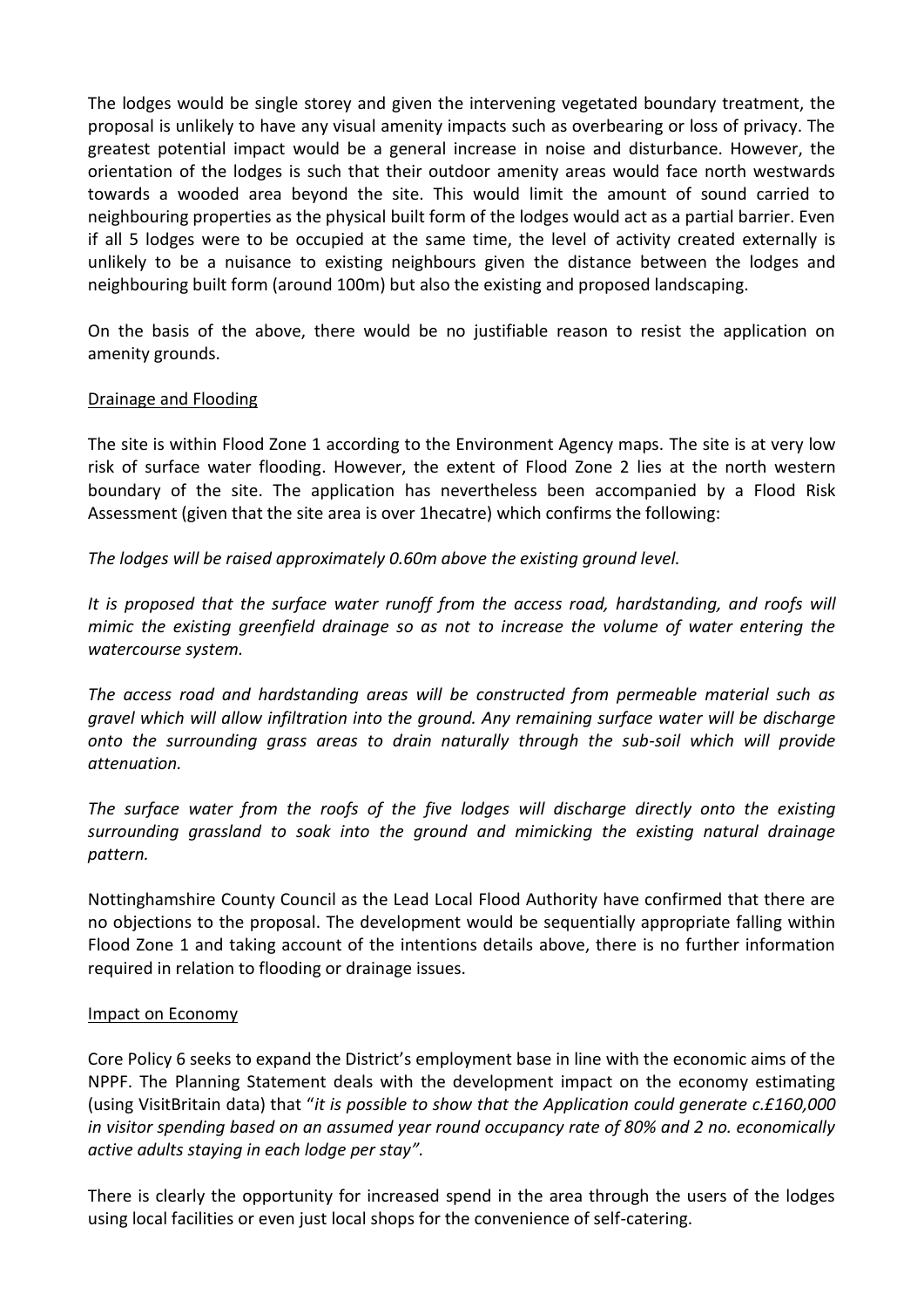The lodges would be single storey and given the intervening vegetated boundary treatment, the proposal is unlikely to have any visual amenity impacts such as overbearing or loss of privacy. The greatest potential impact would be a general increase in noise and disturbance. However, the orientation of the lodges is such that their outdoor amenity areas would face north westwards towards a wooded area beyond the site. This would limit the amount of sound carried to neighbouring properties as the physical built form of the lodges would act as a partial barrier. Even if all 5 lodges were to be occupied at the same time, the level of activity created externally is unlikely to be a nuisance to existing neighbours given the distance between the lodges and neighbouring built form (around 100m) but also the existing and proposed landscaping.

On the basis of the above, there would be no justifiable reason to resist the application on amenity grounds.

### Drainage and Flooding

The site is within Flood Zone 1 according to the Environment Agency maps. The site is at very low risk of surface water flooding. However, the extent of Flood Zone 2 lies at the north western boundary of the site. The application has nevertheless been accompanied by a Flood Risk Assessment (given that the site area is over 1hecatre) which confirms the following:

*The lodges will be raised approximately 0.60m above the existing ground level.*

*It is proposed that the surface water runoff from the access road, hardstanding, and roofs will mimic the existing greenfield drainage so as not to increase the volume of water entering the watercourse system.*

*The access road and hardstanding areas will be constructed from permeable material such as gravel which will allow infiltration into the ground. Any remaining surface water will be discharge onto the surrounding grass areas to drain naturally through the sub-soil which will provide attenuation.*

*The surface water from the roofs of the five lodges will discharge directly onto the existing surrounding grassland to soak into the ground and mimicking the existing natural drainage pattern.*

Nottinghamshire County Council as the Lead Local Flood Authority have confirmed that there are no objections to the proposal. The development would be sequentially appropriate falling within Flood Zone 1 and taking account of the intentions details above, there is no further information required in relation to flooding or drainage issues.

### Impact on Economy

Core Policy 6 seeks to expand the District's employment base in line with the economic aims of the NPPF. The Planning Statement deals with the development impact on the economy estimating (using VisitBritain data) that "*it is possible to show that the Application could generate c.£160,000 in visitor spending based on an assumed year round occupancy rate of 80% and 2 no. economically active adults staying in each lodge per stay".*

There is clearly the opportunity for increased spend in the area through the users of the lodges using local facilities or even just local shops for the convenience of self-catering.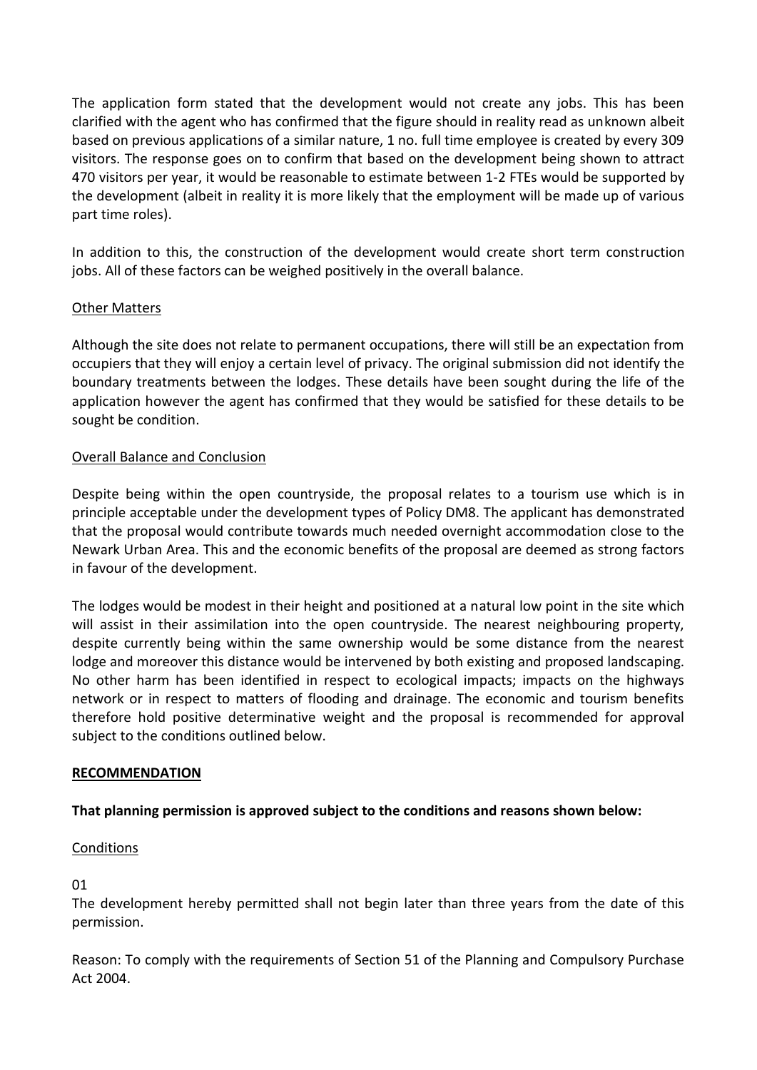The application form stated that the development would not create any jobs. This has been clarified with the agent who has confirmed that the figure should in reality read as unknown albeit based on previous applications of a similar nature, 1 no. full time employee is created by every 309 visitors. The response goes on to confirm that based on the development being shown to attract 470 visitors per year, it would be reasonable to estimate between 1-2 FTEs would be supported by the development (albeit in reality it is more likely that the employment will be made up of various part time roles).

In addition to this, the construction of the development would create short term construction jobs. All of these factors can be weighed positively in the overall balance.

<u>Other Matters</u>

Although the site does not relate to permanent occupations, there will still be an expectation from occupiers that they will enjoy a certain level of privacy. The original submission did not identify the boundary treatments between the lodges. These details have been sought during the life of the application however the agent has confirmed that they would be satisfied for these details to be sought be condition.

<u>Overall Balance and Conclusion</u>

Despite being within the open countryside, the proposal relates to a tourism use which is in principle acceptable under the development types of Policy DM8. The applicant has demonstrated that the proposal would contribute towards much needed overnight accommodation close to the Newark Urban Area. This and the economic benefits of the proposal are deemed as strong factors in favour of the development.

The lodges would be modest in their height and positioned at a natural low point in the site which will assist in their assimilation into the open countryside. The nearest neighbouring property, despite currently being within the same ownership would be some distance from the nearest lodge and moreover this distance would be intervened by both existing and proposed landscaping. No other harm has been identified in respect to ecological impacts; impacts on the highways network or in respect to matters of flooding and drainage. The economic and tourism benefits therefore hold positive determinative weight and the proposal is recommended for approval subject to the conditions outlined below.

**<u>RECOMMENDATION</u>**

**That planning permission is approved subject to the conditions and reasons shown below:**

<u>Conditions</u>

01

The development hereby permitted shall not begin later than three years from the date of this permission.

Reason: To comply with the requirements of Section 51 of the Planning and Compulsory Purchase Act 2004.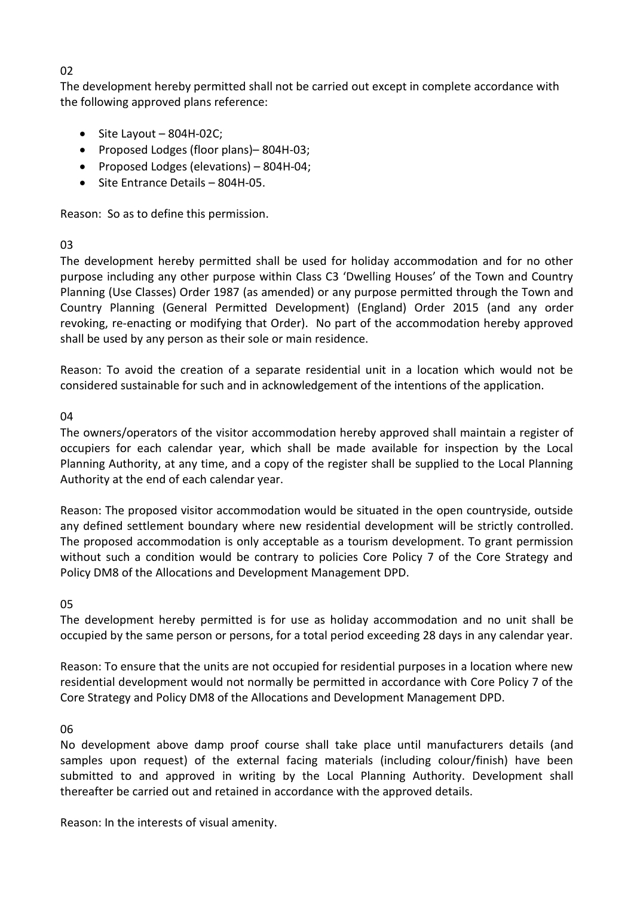02

The development hereby permitted shall not be carried out except in complete accordance with the following approved plans reference:

- Site Layout – 804H-02C;
- Proposed Lodges (floor plans)– 804H-03;
- Proposed Lodges (elevations) – 804H-04;
- Site Entrance Details – 804H-05.

Reason: So as to define this permission.

03

The development hereby permitted shall be used for holiday accommodation and for no other purpose including any other purpose within Class C3 'Dwelling Houses' of the Town and Country Planning (Use Classes) Order 1987 (as amended) or any purpose permitted through the Town and Country Planning (General Permitted Development) (England) Order 2015 (and any order revoking, re-enacting or modifying that Order). No part of the accommodation hereby approved shall be used by any person as their sole or main residence.

Reason: To avoid the creation of a separate residential unit in a location which would not be considered sustainable for such and in acknowledgement of the intentions of the application.

04

The owners/operators of the visitor accommodation hereby approved shall maintain a register of occupiers for each calendar year, which shall be made available for inspection by the Local Planning Authority, at any time, and a copy of the register shall be supplied to the Local Planning Authority at the end of each calendar year.

Reason: The proposed visitor accommodation would be situated in the open countryside, outside any defined settlement boundary where new residential development will be strictly controlled. The proposed accommodation is only acceptable as a tourism development. To grant permission without such a condition would be contrary to policies Core Policy 7 of the Core Strategy and Policy DM8 of the Allocations and Development Management DPD.

05

The development hereby permitted is for use as holiday accommodation and no unit shall be occupied by the same person or persons, for a total period exceeding 28 days in any calendar year.

Reason: To ensure that the units are not occupied for residential purposes in a location where new residential development would not normally be permitted in accordance with Core Policy 7 of the Core Strategy and Policy DM8 of the Allocations and Development Management DPD.

06

No development above damp proof course shall take place until manufacturers details (and samples upon request) of the external facing materials (including colour/finish) have been submitted to and approved in writing by the Local Planning Authority. Development shall thereafter be carried out and retained in accordance with the approved details.

Reason: In the interests of visual amenity.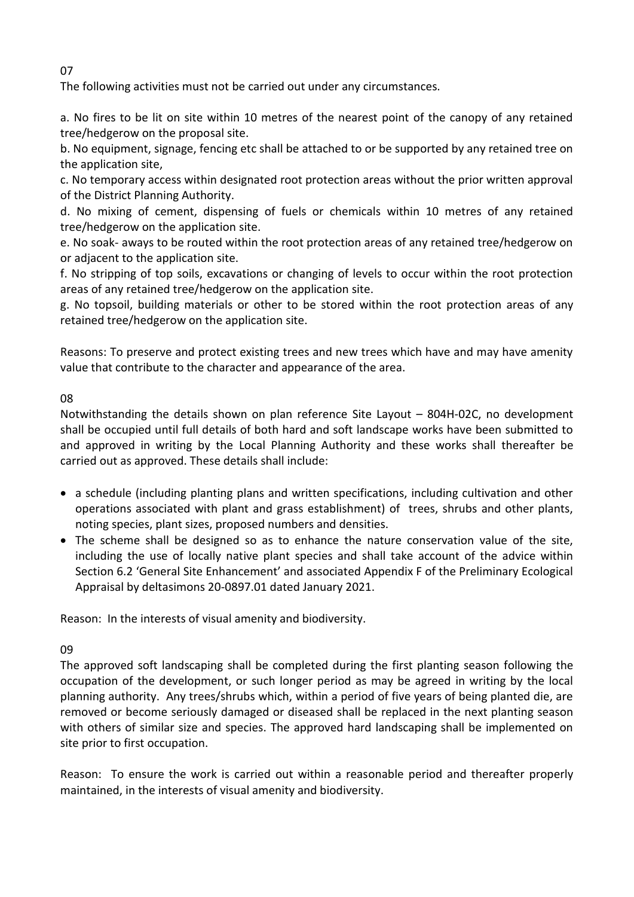07

The following activities must not be carried out under any circumstances.

a. No fires to be lit on site within 10 metres of the nearest point of the canopy of any retained tree/hedgerow on the proposal site.

b. No equipment, signage, fencing etc shall be attached to or be supported by any retained tree on the application site,

c. No temporary access within designated root protection areas without the prior written approval of the District Planning Authority.

d. No mixing of cement, dispensing of fuels or chemicals within 10 metres of any retained tree/hedgerow on the application site.

e. No soak- aways to be routed within the root protection areas of any retained tree/hedgerow on or adjacent to the application site.

f. No stripping of top soils, excavations or changing of levels to occur within the root protection areas of any retained tree/hedgerow on the application site.

g. No topsoil, building materials or other to be stored within the root protection areas of any retained tree/hedgerow on the application site.

Reasons: To preserve and protect existing trees and new trees which have and may have amenity value that contribute to the character and appearance of the area.

08

Notwithstanding the details shown on plan reference Site Layout – 804H-02C, no development shall be occupied until full details of both hard and soft landscape works have been submitted to and approved in writing by the Local Planning Authority and these works shall thereafter be carried out as approved. These details shall include:

- a schedule (including planting plans and written specifications, including cultivation and other operations associated with plant and grass establishment) of trees, shrubs and other plants, noting species, plant sizes, proposed numbers and densities.
- The scheme shall be designed so as to enhance the nature conservation value of the site, including the use of locally native plant species and shall take account of the advice within Section 6.2 'General Site Enhancement' and associated Appendix F of the Preliminary Ecological Appraisal by deltasimons 20-0897.01 dated January 2021.

Reason: In the interests of visual amenity and biodiversity.

09

The approved soft landscaping shall be completed during the first planting season following the occupation of the development, or such longer period as may be agreed in writing by the local planning authority. Any trees/shrubs which, within a period of five years of being planted die, are removed or become seriously damaged or diseased shall be replaced in the next planting season with others of similar size and species. The approved hard landscaping shall be implemented on site prior to first occupation.

Reason: To ensure the work is carried out within a reasonable period and thereafter properly maintained, in the interests of visual amenity and biodiversity.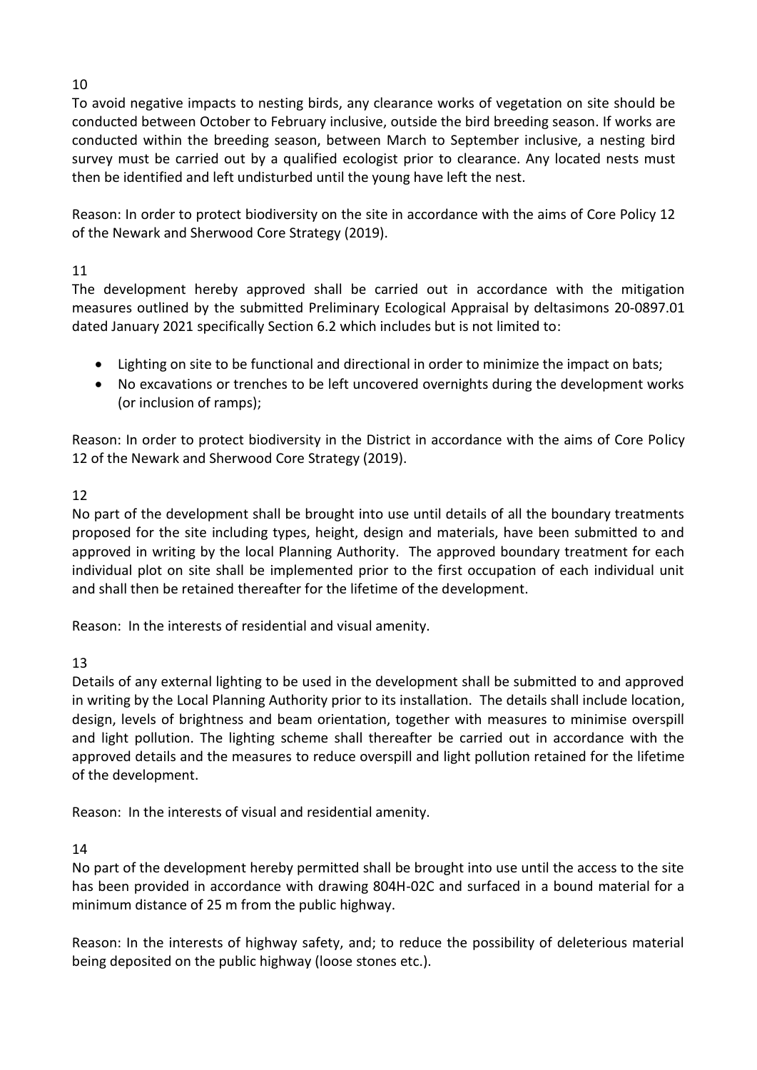10

To avoid negative impacts to nesting birds, any clearance works of vegetation on site should be conducted between October to February inclusive, outside the bird breeding season. If works are conducted within the breeding season, between March to September inclusive, a nesting bird survey must be carried out by a qualified ecologist prior to clearance. Any located nests must then be identified and left undisturbed until the young have left the nest.

Reason: In order to protect biodiversity on the site in accordance with the aims of Core Policy 12 of the Newark and Sherwood Core Strategy (2019).

11

The development hereby approved shall be carried out in accordance with the mitigation measures outlined by the submitted Preliminary Ecological Appraisal by deltasimons 20-0897.01 dated January 2021 specifically Section 6.2 which includes but is not limited to:

- Lighting on site to be functional and directional in order to minimize the impact on bats;
- No excavations or trenches to be left uncovered overnights during the development works (or inclusion of ramps);

Reason: In order to protect biodiversity in the District in accordance with the aims of Core Policy 12 of the Newark and Sherwood Core Strategy (2019).

12

No part of the development shall be brought into use until details of all the boundary treatments proposed for the site including types, height, design and materials, have been submitted to and approved in writing by the local Planning Authority. The approved boundary treatment for each individual plot on site shall be implemented prior to the first occupation of each individual unit and shall then be retained thereafter for the lifetime of the development.

Reason: In the interests of residential and visual amenity.

13

Details of any external lighting to be used in the development shall be submitted to and approved in writing by the Local Planning Authority prior to its installation. The details shall include location, design, levels of brightness and beam orientation, together with measures to minimise overspill and light pollution. The lighting scheme shall thereafter be carried out in accordance with the approved details and the measures to reduce overspill and light pollution retained for the lifetime of the development.

Reason: In the interests of visual and residential amenity.

14

No part of the development hereby permitted shall be brought into use until the access to the site has been provided in accordance with drawing 804H-02C and surfaced in a bound material for a minimum distance of 25 m from the public highway.

Reason: In the interests of highway safety, and; to reduce the possibility of deleterious material being deposited on the public highway (loose stones etc.).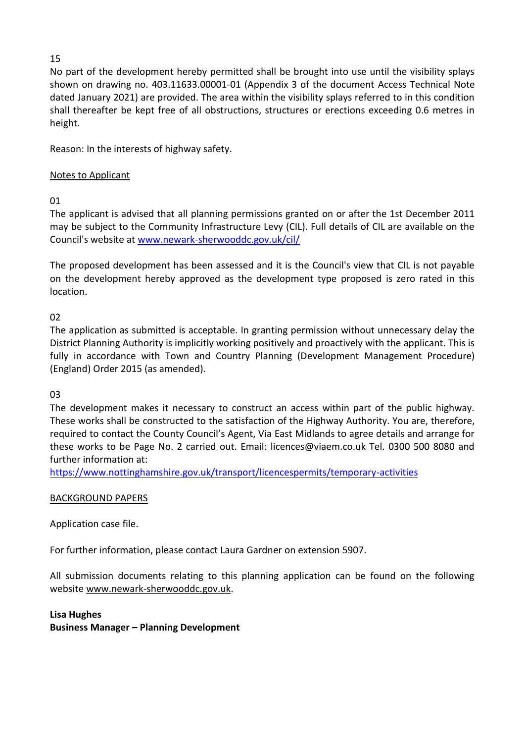15

No part of the development hereby permitted shall be brought into use until the visibility splays shown on drawing no. 403.11633.00001-01 (Appendix 3 of the document Access Technical Note dated January 2021) are provided. The area within the visibility splays referred to in this condition shall thereafter be kept free of all obstructions, structures or erections exceeding 0.6 metres in height.

Reason: In the interests of highway safety.

<u>Notes to Applicant</u>

01

The applicant is advised that all planning permissions granted on or after the 1st December 2011 may be subject to the Community Infrastructure Levy (CIL). Full details of CIL are available on the Council's website at [www.newark-sherwooddc.gov.uk/cil/](http://www.newark-sherwooddc.gov.uk/cil/)

The proposed development has been assessed and it is the Council's view that CIL is not payable on the development hereby approved as the development type proposed is zero rated in this location.

02

The application as submitted is acceptable. In granting permission without unnecessary delay the District Planning Authority is implicitly working positively and proactively with the applicant. This is fully in accordance with Town and Country Planning (Development Management Procedure) (England) Order 2015 (as amended).

03

The development makes it necessary to construct an access within part of the public highway. These works shall be constructed to the satisfaction of the Highway Authority. You are, therefore, required to contact the County Council's Agent, Via East Midlands to agree details and arrange for these works to be Page No. 2 carried out. Email: licences@viaem.co.uk Tel. 0300 500 8080 and further information at:
[https://www.nottinghamshire.gov.uk/transport/licencespermits/temporary-activities](https://www.nottinghamshire.gov.uk/transport/licencespermits/temporary-activities)

<u>BACKGROUND PAPERS</u>

Application case file.

For further information, please contact Laura Gardner on extension 5907.

All submission documents relating to this planning application can be found on the following website <u>www.newark-sherwooddc.gov.uk</u>.

**Lisa Hughes**
**Business Manager – Planning Development**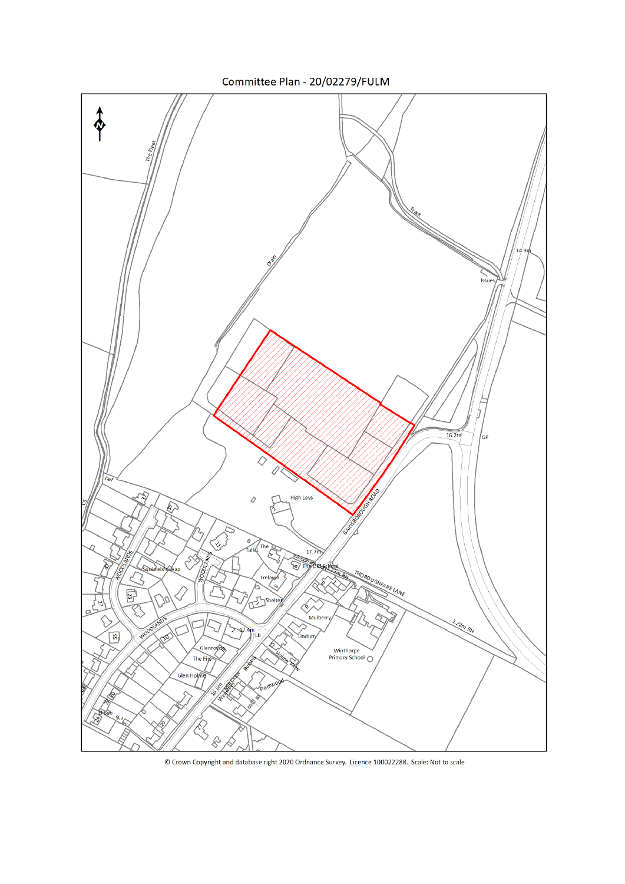Committee Plan - 20/02279/FULM

The Fleet

Drain

Track

14.9m

Issues

16.2m

GP

High Leys

GAINSBOROUGH ROAD

THOROUGHFARE LANE

WOODLANDS

Tallat

Trelawn

Shelter

Mulberry

Lindum

Winthorpe Primary School

Glenroyde

The Firs

Glen Holme

Holme View

Fleetwood

Russell

17.7m

17.4m

16.8m

1.22m RH

Def

LB

El Sub Sta

© Crown Copyright and database right 2020 Ordnance Survey. Licence 100022288. Scale: Not to scale